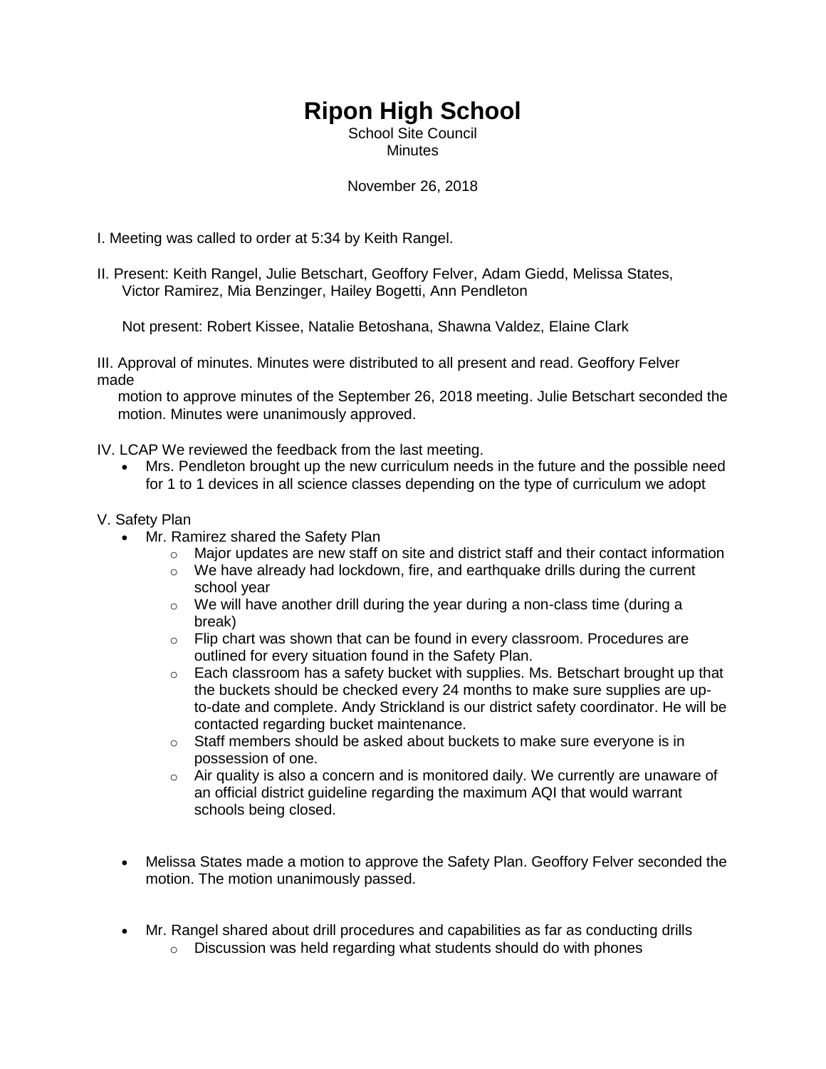# Ripon High School

School Site Council
Minutes

November 26, 2018

I. Meeting was called to order at 5:34 by Keith Rangel.

II. Present: Keith Rangel, Julie Betschart, Geoffory Felver, Adam Giedd, Melissa States, Victor Ramirez, Mia Benzinger, Hailey Bogetti, Ann Pendleton

Not present: Robert Kissee, Natalie Betoshana, Shawna Valdez, Elaine Clark

III. Approval of minutes. Minutes were distributed to all present and read. Geoffory Felver made motion to approve minutes of the September 26, 2018 meeting. Julie Betschart seconded the motion. Minutes were unanimously approved.

IV. LCAP We reviewed the feedback from the last meeting.

- Mrs. Pendleton brought up the new curriculum needs in the future and the possible need for 1 to 1 devices in all science classes depending on the type of curriculum we adopt

V. Safety Plan

- Mr. Ramirez shared the Safety Plan
  - Major updates are new staff on site and district staff and their contact information
  - We have already had lockdown, fire, and earthquake drills during the current school year
  - We will have another drill during the year during a non-class time (during a break)
  - Flip chart was shown that can be found in every classroom. Procedures are outlined for every situation found in the Safety Plan.
  - Each classroom has a safety bucket with supplies. Ms. Betschart brought up that the buckets should be checked every 24 months to make sure supplies are up-to-date and complete. Andy Strickland is our district safety coordinator. He will be contacted regarding bucket maintenance.
  - Staff members should be asked about buckets to make sure everyone is in possession of one.
  - Air quality is also a concern and is monitored daily. We currently are unaware of an official district guideline regarding the maximum AQI that would warrant schools being closed.

- Melissa States made a motion to approve the Safety Plan. Geoffory Felver seconded the motion. The motion unanimously passed.

- Mr. Rangel shared about drill procedures and capabilities as far as conducting drills
  - Discussion was held regarding what students should do with phones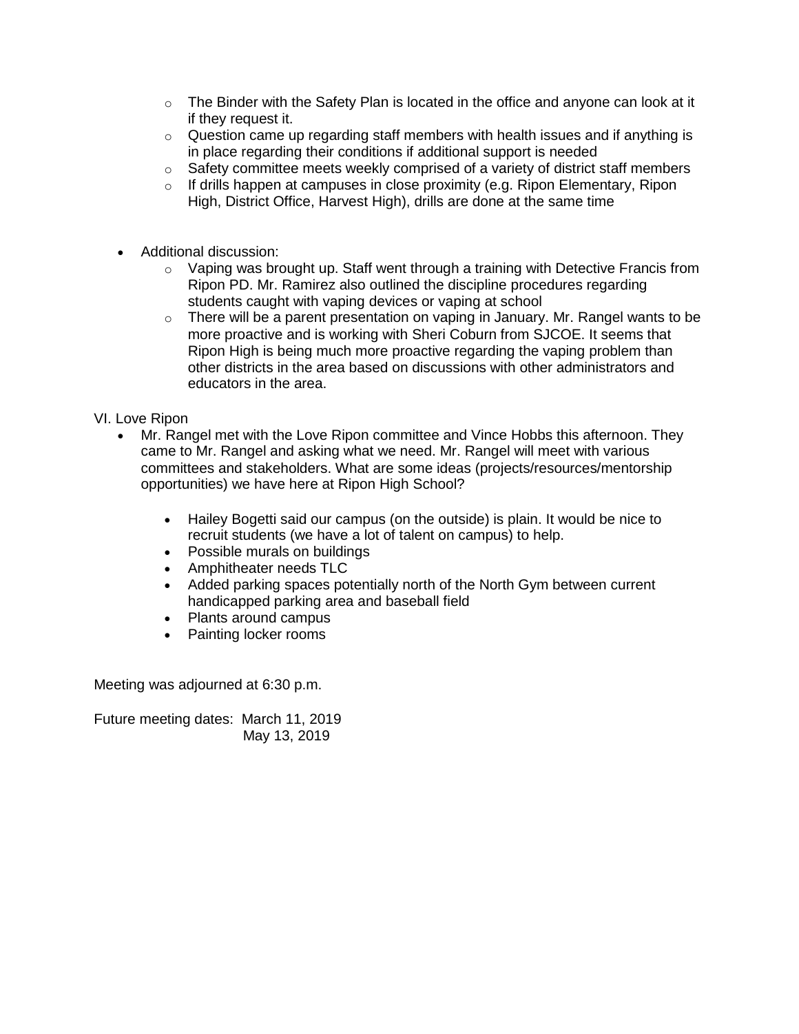- The Binder with the Safety Plan is located in the office and anyone can look at it if they request it.
  - Question came up regarding staff members with health issues and if anything is in place regarding their conditions if additional support is needed
  - Safety committee meets weekly comprised of a variety of district staff members
  - If drills happen at campuses in close proximity (e.g. Ripon Elementary, Ripon High, District Office, Harvest High), drills are done at the same time

- Additional discussion:
  - Vaping was brought up. Staff went through a training with Detective Francis from Ripon PD. Mr. Ramirez also outlined the discipline procedures regarding students caught with vaping devices or vaping at school
  - There will be a parent presentation on vaping in January. Mr. Rangel wants to be more proactive and is working with Sheri Coburn from SJCOE. It seems that Ripon High is being much more proactive regarding the vaping problem than other districts in the area based on discussions with other administrators and educators in the area.

VI. Love Ripon

- Mr. Rangel met with the Love Ripon committee and Vince Hobbs this afternoon. They came to Mr. Rangel and asking what we need. Mr. Rangel will meet with various committees and stakeholders. What are some ideas (projects/resources/mentorship opportunities) we have here at Ripon High School?

  - Hailey Bogetti said our campus (on the outside) is plain. It would be nice to recruit students (we have a lot of talent on campus) to help.
  - Possible murals on buildings
  - Amphitheater needs TLC
  - Added parking spaces potentially north of the North Gym between current handicapped parking area and baseball field
  - Plants around campus
  - Painting locker rooms

Meeting was adjourned at 6:30 p.m.

Future meeting dates: March 11, 2019
May 13, 2019